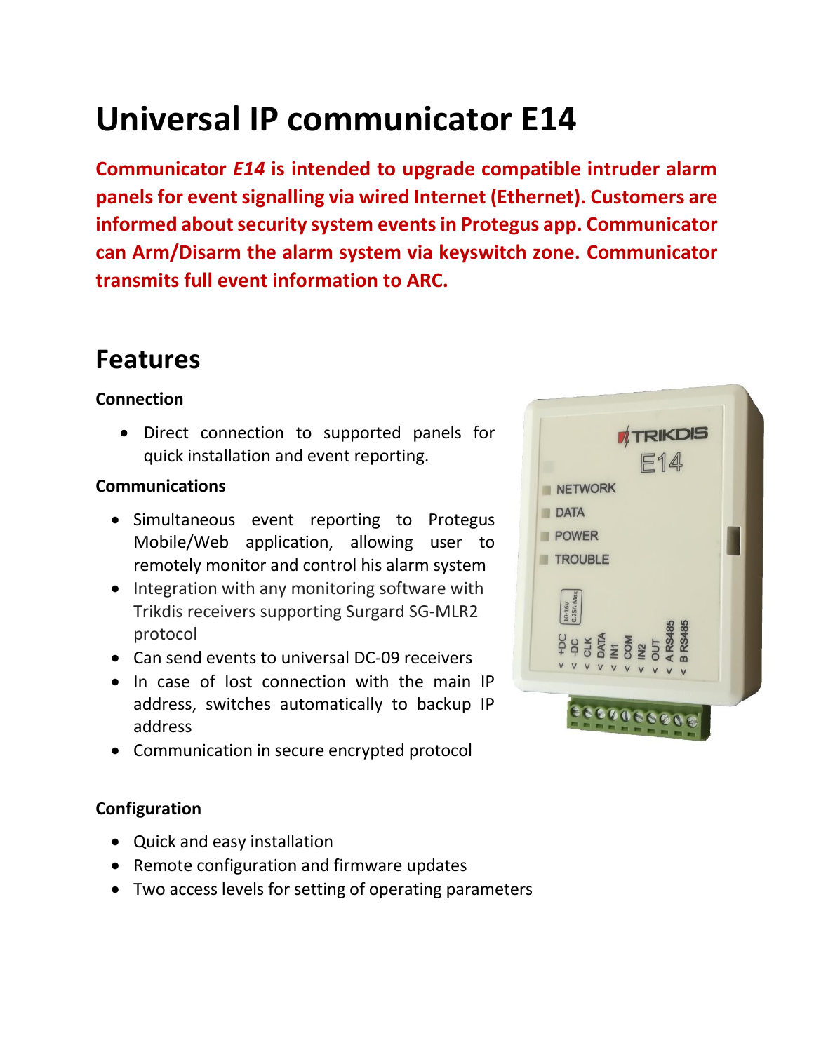# Universal IP communicator E14

**Communicator *E14* is intended to upgrade compatible intruder alarm panels for event signalling via wired Internet (Ethernet). Customers are informed about security system events in Protegus app. Communicator can Arm/Disarm the alarm system via keyswitch zone. Communicator transmits full event information to ARC.**

## Features

### Connection

- Direct connection to supported panels for quick installation and event reporting.

### Communications

- Simultaneous event reporting to Protegus Mobile/Web application, allowing user to remotely monitor and control his alarm system
- Integration with any monitoring software with Trikdis receivers supporting Surgard SG-MLR2 protocol
- Can send events to universal DC-09 receivers
- In case of lost connection with the main IP address, switches automatically to backup IP address
- Communication in secure encrypted protocol

### Configuration

- Quick and easy installation
- Remote configuration and firmware updates
- Two access levels for setting of operating parameters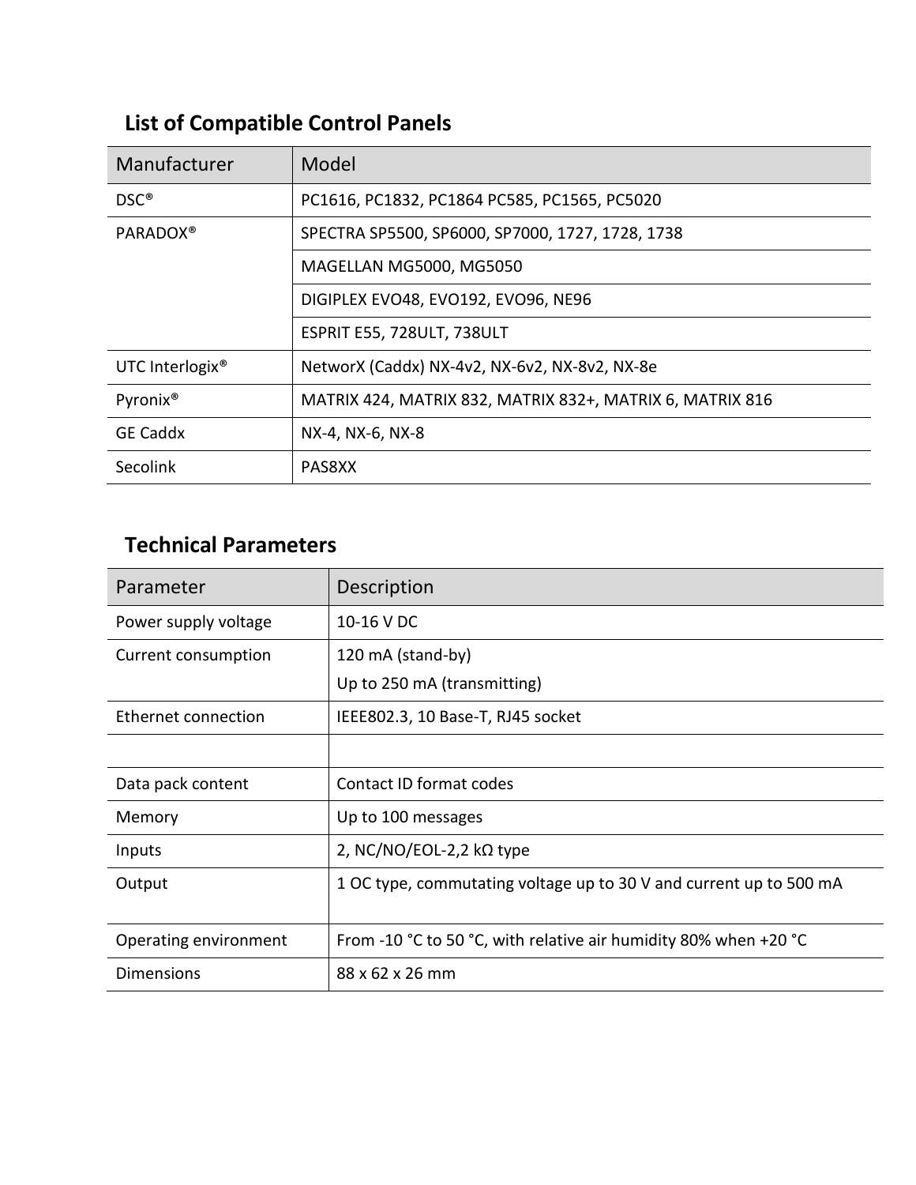## List of Compatible Control Panels

| Manufacturer | Model |
| --- | --- |
| DSC® | PC1616, PC1832, PC1864 PC585, PC1565, PC5020 |
| PARADOX® | SPECTRA SP5500, SP6000, SP7000, 1727, 1728, 1738 |
| | MAGELLAN MG5000, MG5050 |
| | DIGIPLEX EVO48, EVO192, EVO96, NE96 |
| | ESPRIT E55, 728ULT, 738ULT |
| UTC Interlogix® | NetworX (Caddx) NX-4v2, NX-6v2, NX-8v2, NX-8e |
| Pyronix® | MATRIX 424, MATRIX 832, MATRIX 832+, MATRIX 6, MATRIX 816 |
| GE Caddx | NX-4, NX-6, NX-8 |
| Secolink | PAS8XX |

## Technical Parameters

| Parameter | Description |
| --- | --- |
| Power supply voltage | 10-16 V DC |
| Current consumption | 120 mA (stand-by)<br>Up to 250 mA (transmitting) |
| Ethernet connection | IEEE802.3, 10 Base-T, RJ45 socket |
| | |
| Data pack content | Contact ID format codes |
| Memory | Up to 100 messages |
| Inputs | 2, NC/NO/EOL-2,2 kΩ type |
| Output | 1 OC type, commutating voltage up to 30 V and current up to 500 mA |
| Operating environment | From -10 °C to 50 °C, with relative air humidity 80% when +20 °C |
| Dimensions | 88 x 62 x 26 mm |